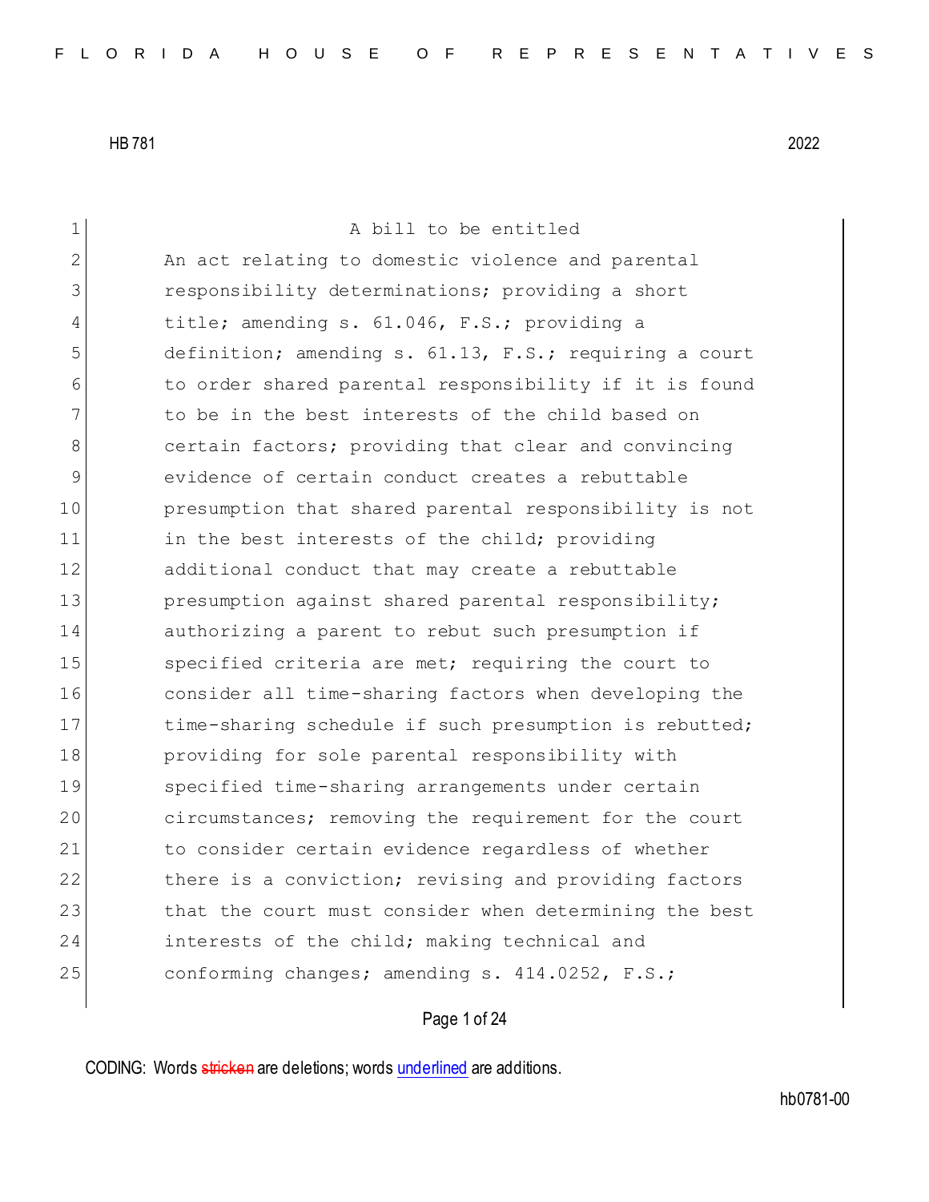A bill to be entitled

An act relating to domestic violence and parental responsibility determinations; providing a short title; amending s. 61.046, F.S.; providing a definition; amending s. 61.13, F.S.; requiring a court to order shared parental responsibility if it is found to be in the best interests of the child based on certain factors; providing that clear and convincing evidence of certain conduct creates a rebuttable presumption that shared parental responsibility is not in the best interests of the child; providing additional conduct that may create a rebuttable presumption against shared parental responsibility; authorizing a parent to rebut such presumption if specified criteria are met; requiring the court to consider all time-sharing factors when developing the time-sharing schedule if such presumption is rebutted; providing for sole parental responsibility with specified time-sharing arrangements under certain circumstances; removing the requirement for the court to consider certain evidence regardless of whether there is a conviction; revising and providing factors that the court must consider when determining the best interests of the child; making technical and conforming changes; amending s. 414.0252, F.S.;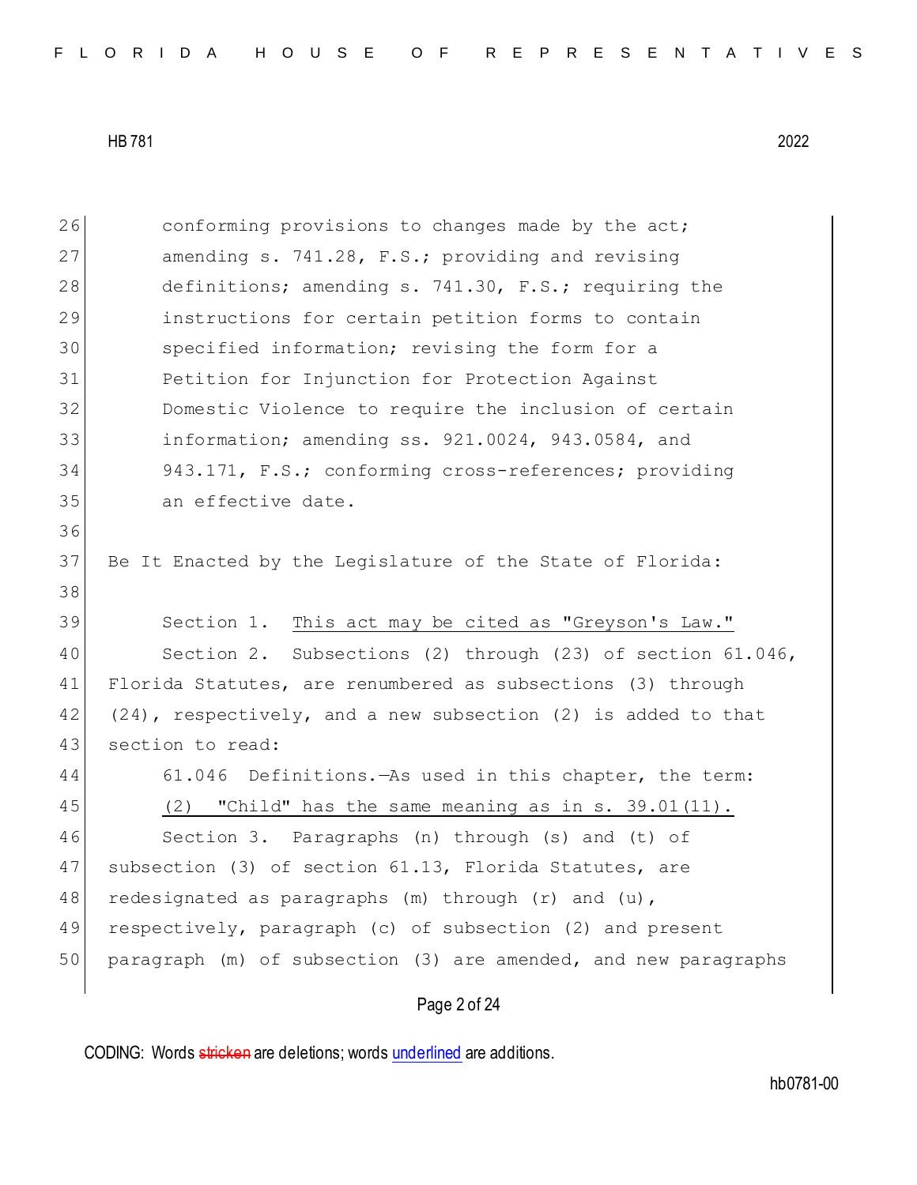conforming provisions to changes made by the act; amending s. 741.28, F.S.; providing and revising definitions; amending s. 741.30, F.S.; requiring the instructions for certain petition forms to contain specified information; revising the form for a Petition for Injunction for Protection Against Domestic Violence to require the inclusion of certain information; amending ss. 921.0024, 943.0584, and 943.171, F.S.; conforming cross-references; providing an effective date.

Be It Enacted by the Legislature of the State of Florida:

Section 1. <u>This act may be cited as "Greyson's Law."</u>

Section 2. Subsections (2) through (23) of section 61.046, Florida Statutes, are renumbered as subsections (3) through (24), respectively, and a new subsection (2) is added to that section to read:

61.046 Definitions.—As used in this chapter, the term:

<u>(2) "Child" has the same meaning as in s. 39.01(11).</u>

Section 3. Paragraphs (n) through (s) and (t) of subsection (3) of section 61.13, Florida Statutes, are redesignated as paragraphs (m) through (r) and (u), respectively, paragraph (c) of subsection (2) and present paragraph (m) of subsection (3) are amended, and new paragraphs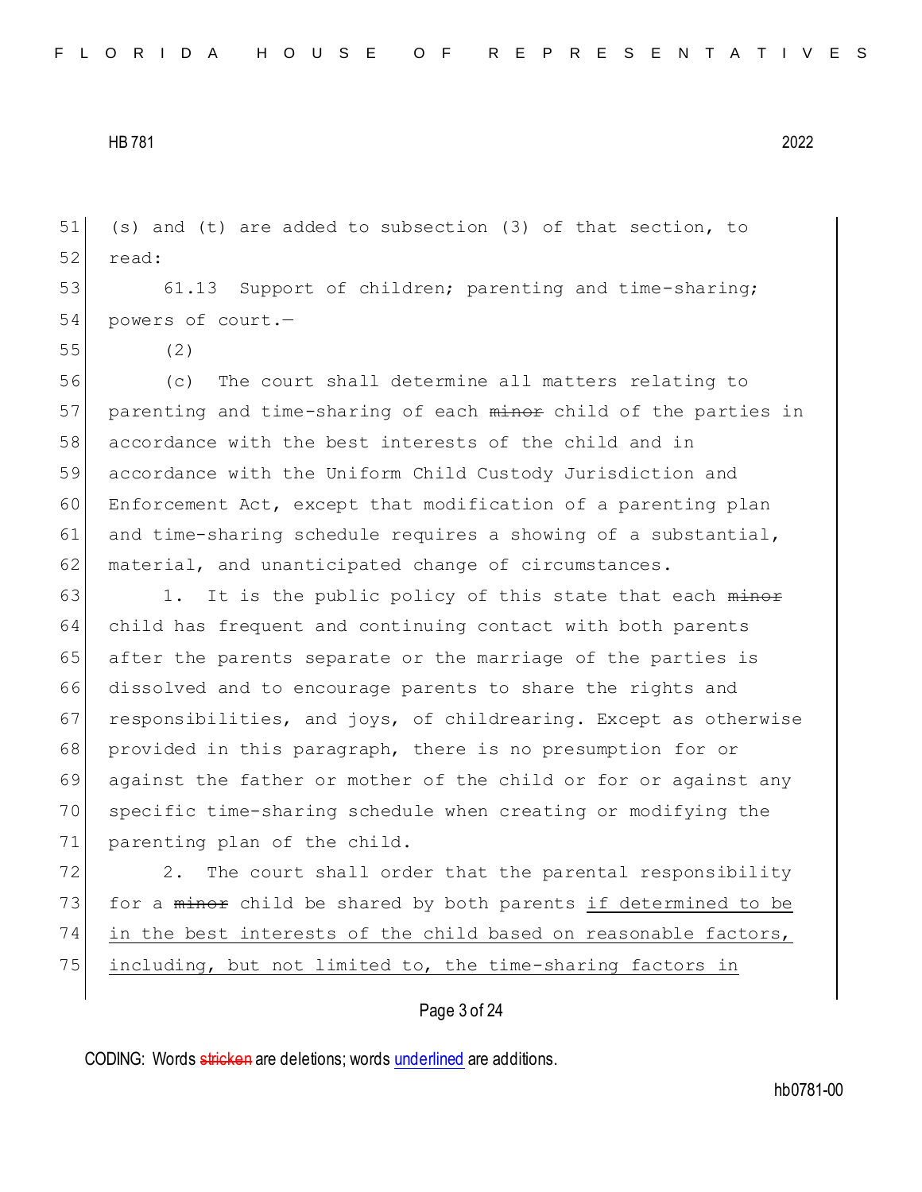(s) and (t) are added to subsection (3) of that section, to read:

61.13 Support of children; parenting and time-sharing; powers of court.—

(2)

(c) The court shall determine all matters relating to parenting and time-sharing of each ~~minor~~ child of the parties in accordance with the best interests of the child and in accordance with the Uniform Child Custody Jurisdiction and Enforcement Act, except that modification of a parenting plan and time-sharing schedule requires a showing of a substantial, material, and unanticipated change of circumstances.

1. It is the public policy of this state that each ~~minor~~ child has frequent and continuing contact with both parents after the parents separate or the marriage of the parties is dissolved and to encourage parents to share the rights and responsibilities, and joys, of childrearing. Except as otherwise provided in this paragraph, there is no presumption for or against the father or mother of the child or for or against any specific time-sharing schedule when creating or modifying the parenting plan of the child.

2. The court shall order that the parental responsibility for a ~~minor~~ child be shared by both parents <u>if determined to be in the best interests of the child based on reasonable factors, including, but not limited to, the time-sharing factors in</u>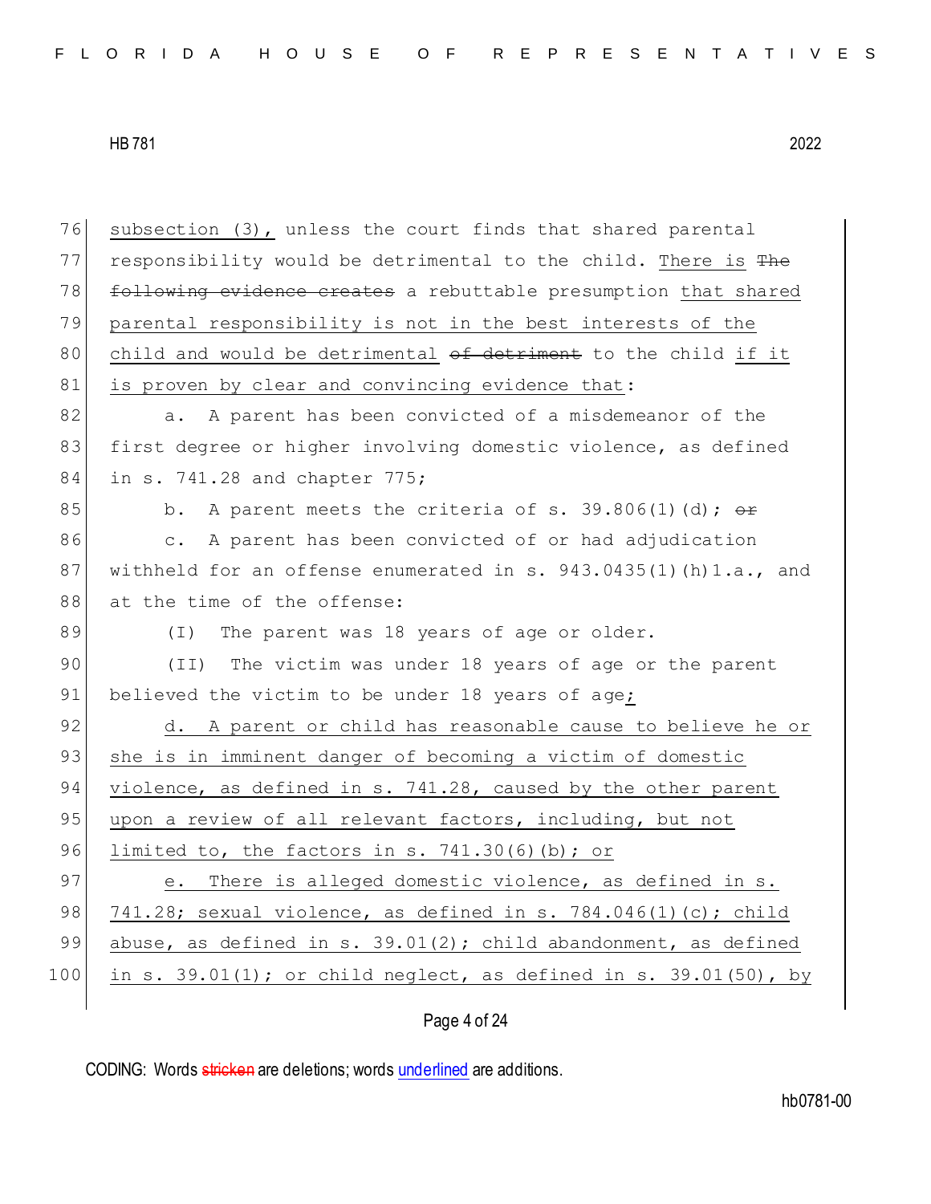subsection (3), unless the court finds that shared parental responsibility would be detrimental to the child. There is ~~The following evidence creates~~ a rebuttable presumption that shared parental responsibility is not in the best interests of the child and would be detrimental ~~of detriment~~ to the child if it is proven by clear and convincing evidence that:

a. A parent has been convicted of a misdemeanor of the first degree or higher involving domestic violence, as defined in s. 741.28 and chapter 775;

b. A parent meets the criteria of s. 39.806(1)(d); ~~or~~

c. A parent has been convicted of or had adjudication withheld for an offense enumerated in s. 943.0435(1)(h)1.a., and at the time of the offense:

(I) The parent was 18 years of age or older.

(II) The victim was under 18 years of age or the parent believed the victim to be under 18 years of age;

d. A parent or child has reasonable cause to believe he or she is in imminent danger of becoming a victim of domestic violence, as defined in s. 741.28, caused by the other parent upon a review of all relevant factors, including, but not limited to, the factors in s. 741.30(6)(b); or

e. There is alleged domestic violence, as defined in s. 741.28; sexual violence, as defined in s. 784.046(1)(c); child abuse, as defined in s. 39.01(2); child abandonment, as defined in s. 39.01(1); or child neglect, as defined in s. 39.01(50), by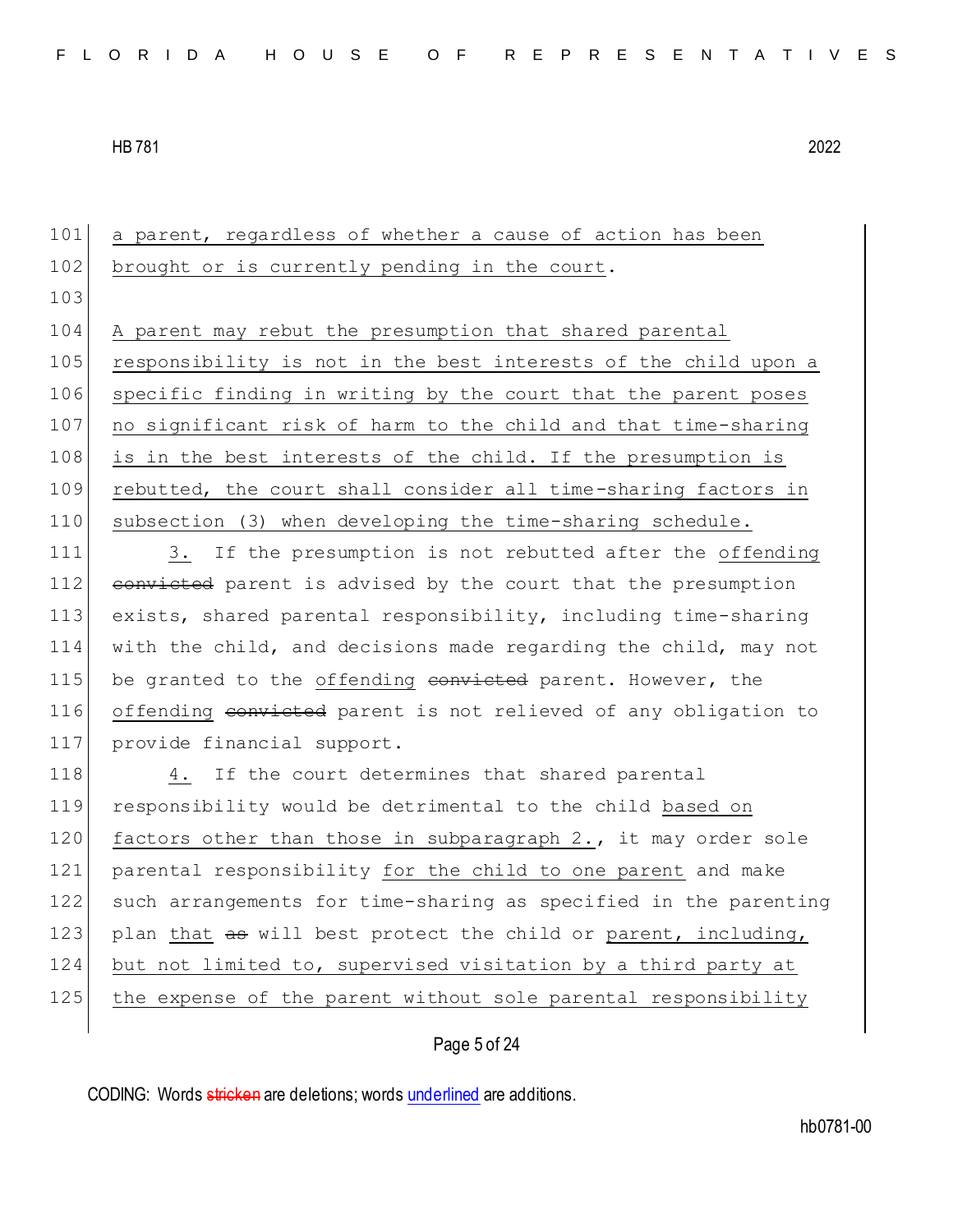101 a parent, regardless of whether a cause of action has been
102 brought or is currently pending in the court.
103
104 A parent may rebut the presumption that shared parental
105 responsibility is not in the best interests of the child upon a
106 specific finding in writing by the court that the parent poses
107 no significant risk of harm to the child and that time-sharing
108 is in the best interests of the child. If the presumption is
109 rebutted, the court shall consider all time-sharing factors in
110 subsection (3) when developing the time-sharing schedule.
111 3. If the presumption is not rebutted after the offending
112 ~~convicted~~ parent is advised by the court that the presumption
113 exists, shared parental responsibility, including time-sharing
114 with the child, and decisions made regarding the child, may not
115 be granted to the offending ~~convicted~~ parent. However, the
116 offending ~~convicted~~ parent is not relieved of any obligation to
117 provide financial support.
118 4. If the court determines that shared parental
119 responsibility would be detrimental to the child based on
120 factors other than those in subparagraph 2., it may order sole
121 parental responsibility for the child to one parent and make
122 such arrangements for time-sharing as specified in the parenting
123 plan that ~~as~~ will best protect the child or parent, including,
124 but not limited to, supervised visitation by a third party at
125 the expense of the parent without sole parental responsibility

CODING: Words ~~stricken~~ are deletions; words underlined are additions.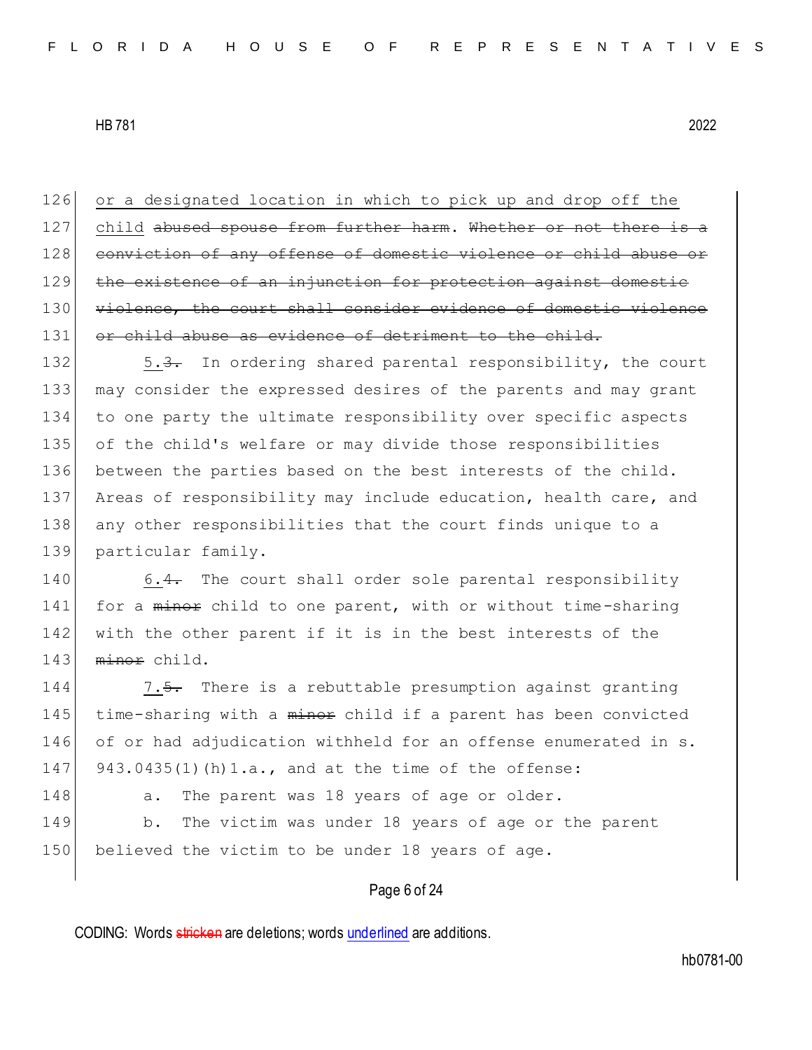126 or a designated location in which to pick up and drop off the
127 child ~~abused spouse from further harm~~. ~~Whether or not there is a~~
128 ~~conviction of any offense of domestic violence or child abuse or~~
129 ~~the existence of an injunction for protection against domestic~~
130 ~~violence, the court shall consider evidence of domestic violence~~
131 ~~or child abuse as evidence of detriment to the child.~~

132 5.~~3.~~ In ordering shared parental responsibility, the court
133 may consider the expressed desires of the parents and may grant
134 to one party the ultimate responsibility over specific aspects
135 of the child's welfare or may divide those responsibilities
136 between the parties based on the best interests of the child.
137 Areas of responsibility may include education, health care, and
138 any other responsibilities that the court finds unique to a
139 particular family.

140 6.~~4.~~ The court shall order sole parental responsibility
141 for a ~~minor~~ child to one parent, with or without time-sharing
142 with the other parent if it is in the best interests of the
143 ~~minor~~ child.

144 7.~~5.~~ There is a rebuttable presumption against granting
145 time-sharing with a ~~minor~~ child if a parent has been convicted
146 of or had adjudication withheld for an offense enumerated in s.
147 943.0435(1)(h)1.a., and at the time of the offense:

148 a. The parent was 18 years of age or older.

149 b. The victim was under 18 years of age or the parent
150 believed the victim to be under 18 years of age.

CODING: Words ~~stricken~~ are deletions; words underlined are additions.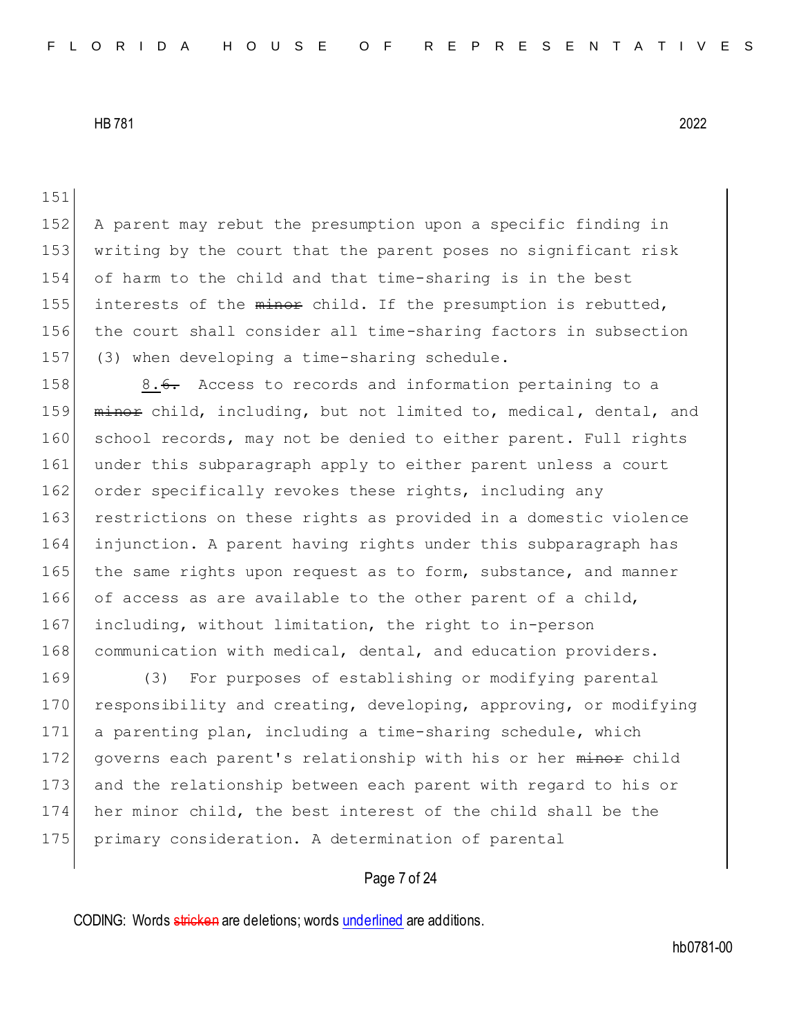A parent may rebut the presumption upon a specific finding in writing by the court that the parent poses no significant risk of harm to the child and that time-sharing is in the best interests of the ~~minor~~ child. If the presumption is rebutted, the court shall consider all time-sharing factors in subsection (3) when developing a time-sharing schedule.

8.~~6.~~ Access to records and information pertaining to a ~~minor~~ child, including, but not limited to, medical, dental, and school records, may not be denied to either parent. Full rights under this subparagraph apply to either parent unless a court order specifically revokes these rights, including any restrictions on these rights as provided in a domestic violence injunction. A parent having rights under this subparagraph has the same rights upon request as to form, substance, and manner of access as are available to the other parent of a child, including, without limitation, the right to in-person communication with medical, dental, and education providers.

(3) For purposes of establishing or modifying parental responsibility and creating, developing, approving, or modifying a parenting plan, including a time-sharing schedule, which governs each parent's relationship with his or her ~~minor~~ child and the relationship between each parent with regard to his or her minor child, the best interest of the child shall be the primary consideration. A determination of parental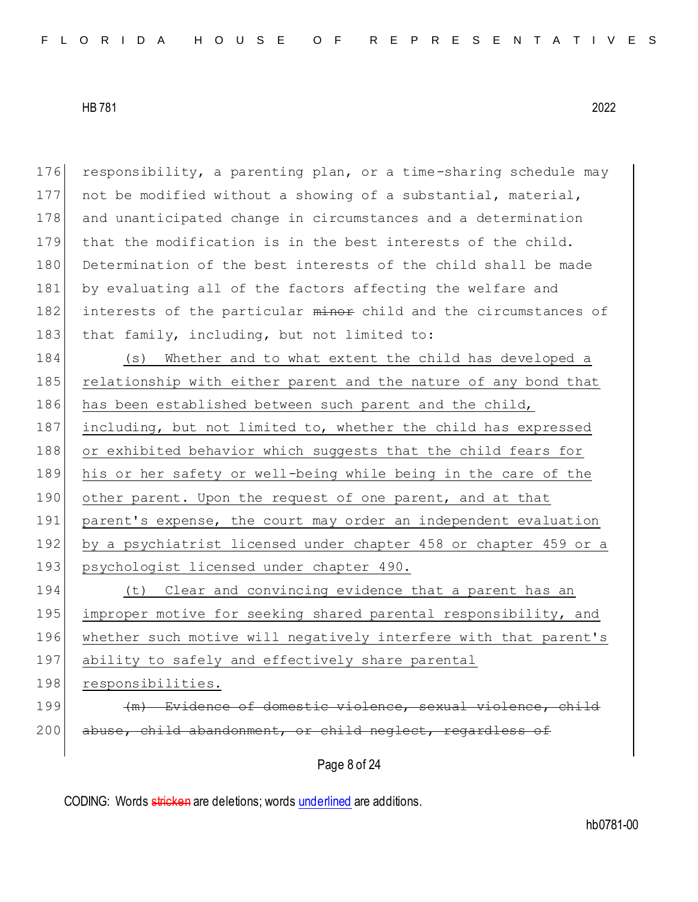responsibility, a parenting plan, or a time-sharing schedule may not be modified without a showing of a substantial, material, and unanticipated change in circumstances and a determination that the modification is in the best interests of the child. Determination of the best interests of the child shall be made by evaluating all of the factors affecting the welfare and interests of the particular ~~minor~~ child and the circumstances of that family, including, but not limited to:

<u>(s) Whether and to what extent the child has developed a relationship with either parent and the nature of any bond that has been established between such parent and the child, including, but not limited to, whether the child has expressed or exhibited behavior which suggests that the child fears for his or her safety or well-being while being in the care of the other parent. Upon the request of one parent, and at that parent's expense, the court may order an independent evaluation by a psychiatrist licensed under chapter 458 or chapter 459 or a psychologist licensed under chapter 490.</u>

<u>(t) Clear and convincing evidence that a parent has an improper motive for seeking shared parental responsibility, and whether such motive will negatively interfere with that parent's ability to safely and effectively share parental responsibilities.</u>

~~(m) Evidence of domestic violence, sexual violence, child abuse, child abandonment, or child neglect, regardless of~~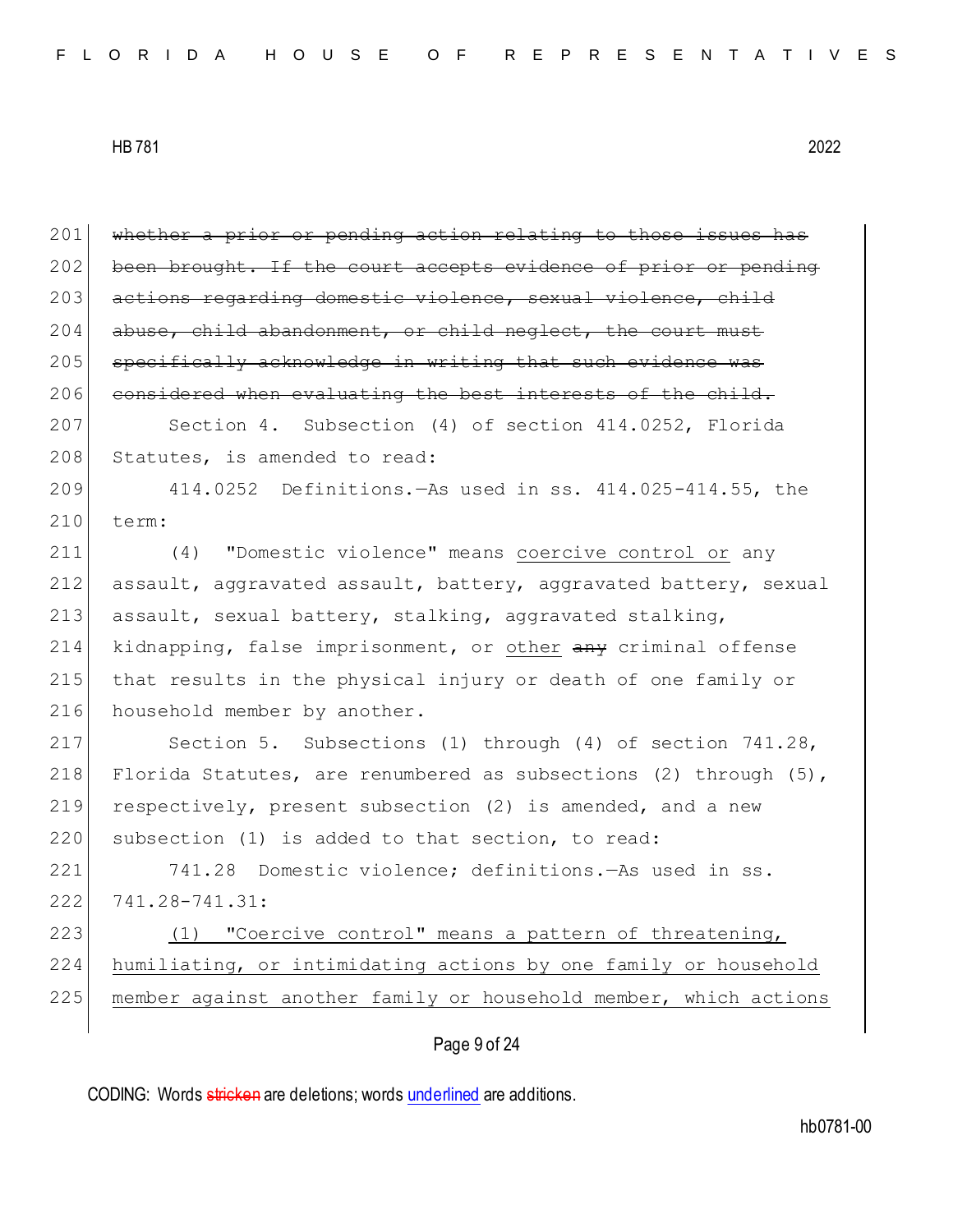~~whether a prior or pending action relating to those issues has been brought. If the court accepts evidence of prior or pending actions regarding domestic violence, sexual violence, child abuse, child abandonment, or child neglect, the court must specifically acknowledge in writing that such evidence was considered when evaluating the best interests of the child.~~

Section 4. Subsection (4) of section 414.0252, Florida Statutes, is amended to read:

414.0252 Definitions.—As used in ss. 414.025-414.55, the term:

(4) "Domestic violence" means <u>coercive control or</u> any assault, aggravated assault, battery, aggravated battery, sexual assault, sexual battery, stalking, aggravated stalking, kidnapping, false imprisonment, or <u>other</u> ~~any~~ criminal offense that results in the physical injury or death of one family or household member by another.

Section 5. Subsections (1) through (4) of section 741.28, Florida Statutes, are renumbered as subsections (2) through (5), respectively, present subsection (2) is amended, and a new subsection (1) is added to that section, to read:

741.28 Domestic violence; definitions.—As used in ss. 741.28-741.31:

<u>(1) "Coercive control" means a pattern of threatening, humiliating, or intimidating actions by one family or household member against another family or household member, which actions</u>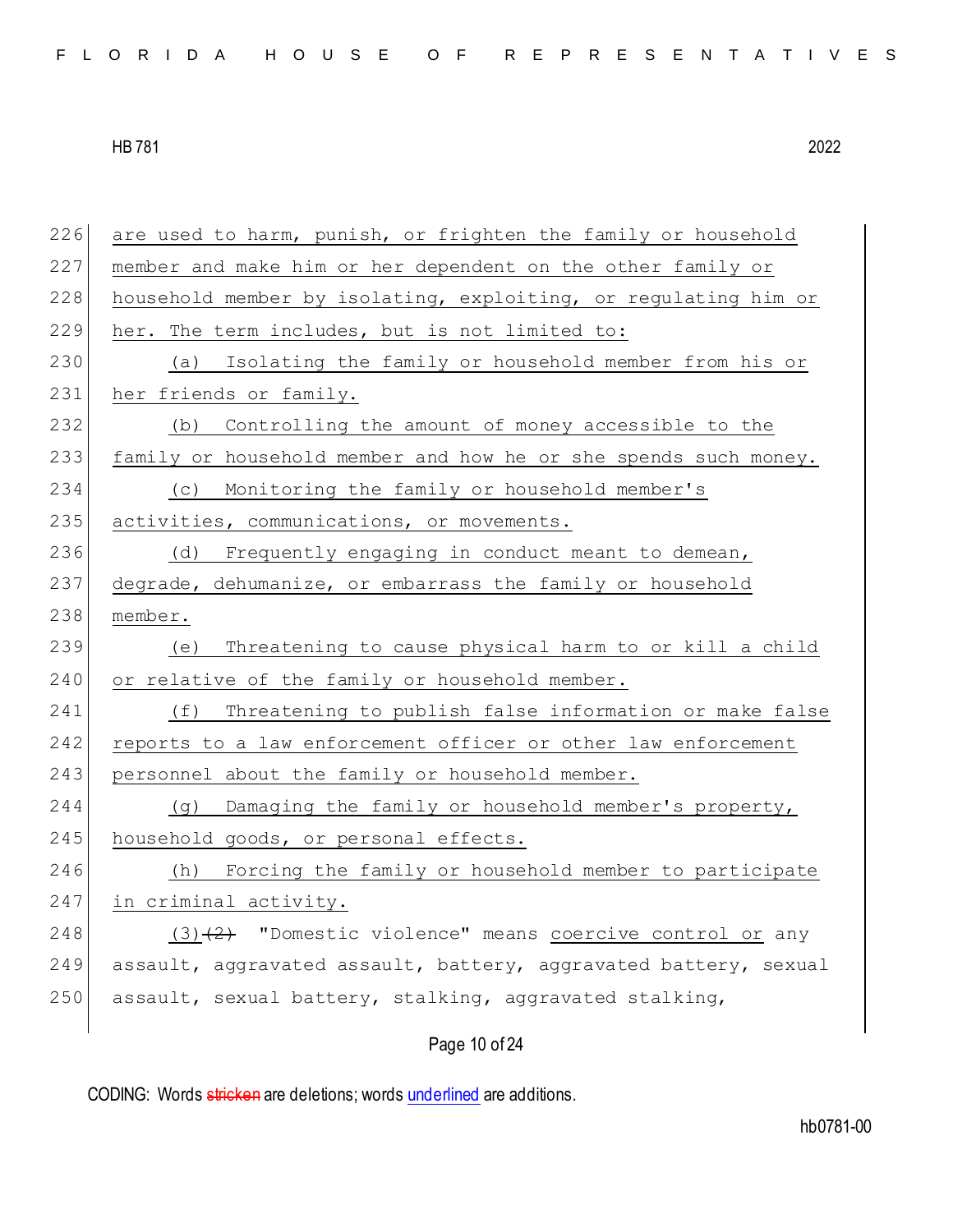226 are used to harm, punish, or frighten the family or household
227 member and make him or her dependent on the other family or
228 household member by isolating, exploiting, or regulating him or
229 her. The term includes, but is not limited to:
230 (a) Isolating the family or household member from his or
231 her friends or family.
232 (b) Controlling the amount of money accessible to the
233 family or household member and how he or she spends such money.
234 (c) Monitoring the family or household member's
235 activities, communications, or movements.
236 (d) Frequently engaging in conduct meant to demean,
237 degrade, dehumanize, or embarrass the family or household
238 member.
239 (e) Threatening to cause physical harm to or kill a child
240 or relative of the family or household member.
241 (f) Threatening to publish false information or make false
242 reports to a law enforcement officer or other law enforcement
243 personnel about the family or household member.
244 (g) Damaging the family or household member's property,
245 household goods, or personal effects.
246 (h) Forcing the family or household member to participate
247 in criminal activity.
248 (3) ~~(2)~~ "Domestic violence" means coercive control or any
249 assault, aggravated assault, battery, aggravated battery, sexual
250 assault, sexual battery, stalking, aggravated stalking,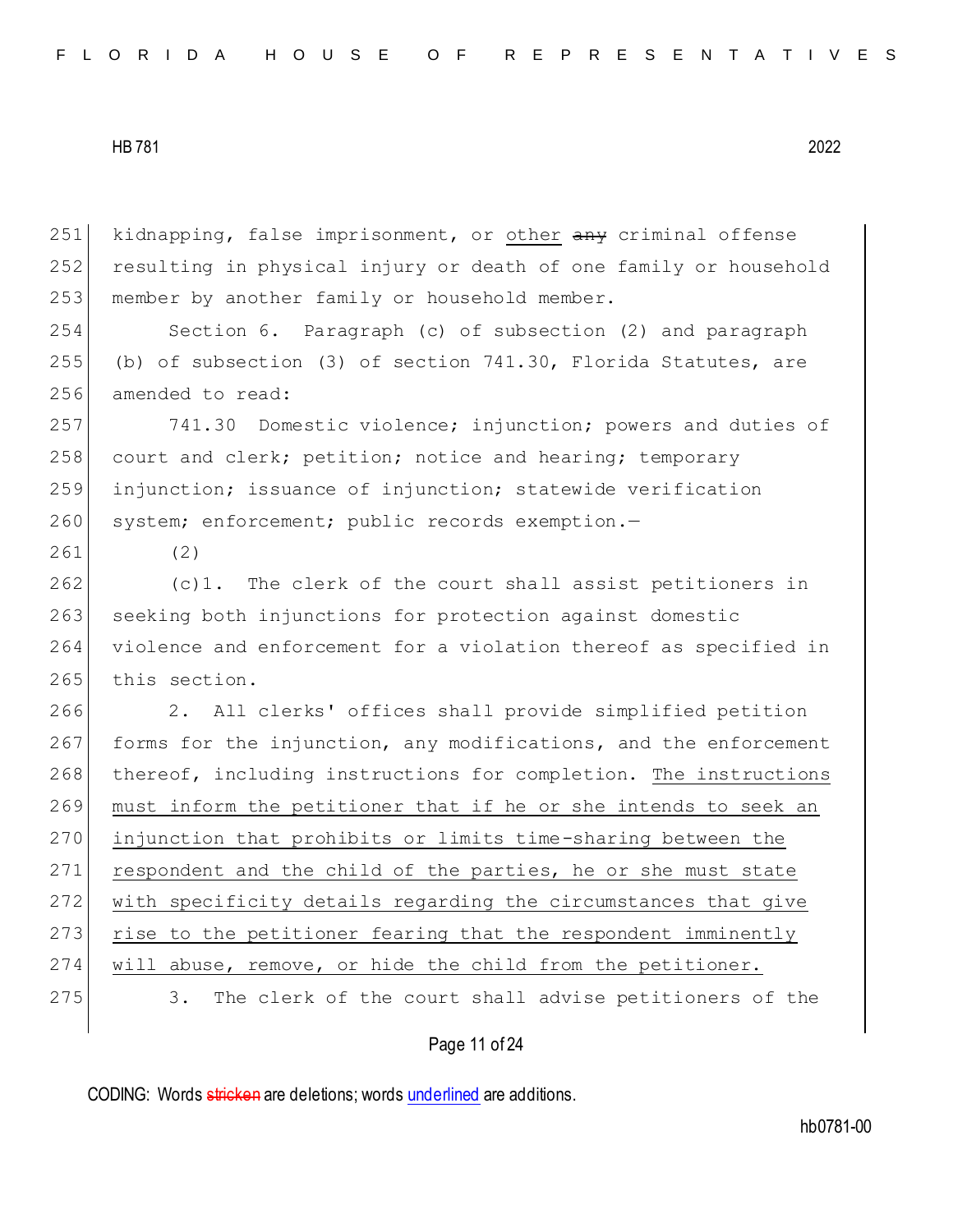kidnapping, false imprisonment, or <u>other</u> ~~any~~ criminal offense resulting in physical injury or death of one family or household member by another family or household member.

Section 6. Paragraph (c) of subsection (2) and paragraph (b) of subsection (3) of section 741.30, Florida Statutes, are amended to read:

741.30 Domestic violence; injunction; powers and duties of court and clerk; petition; notice and hearing; temporary injunction; issuance of injunction; statewide verification system; enforcement; public records exemption.—

(2)

(c)1. The clerk of the court shall assist petitioners in seeking both injunctions for protection against domestic violence and enforcement for a violation thereof as specified in this section.

2. All clerks' offices shall provide simplified petition forms for the injunction, any modifications, and the enforcement thereof, including instructions for completion. <u>The instructions must inform the petitioner that if he or she intends to seek an injunction that prohibits or limits time-sharing between the respondent and the child of the parties, he or she must state with specificity details regarding the circumstances that give rise to the petitioner fearing that the respondent imminently will abuse, remove, or hide the child from the petitioner.</u>

3. The clerk of the court shall advise petitioners of the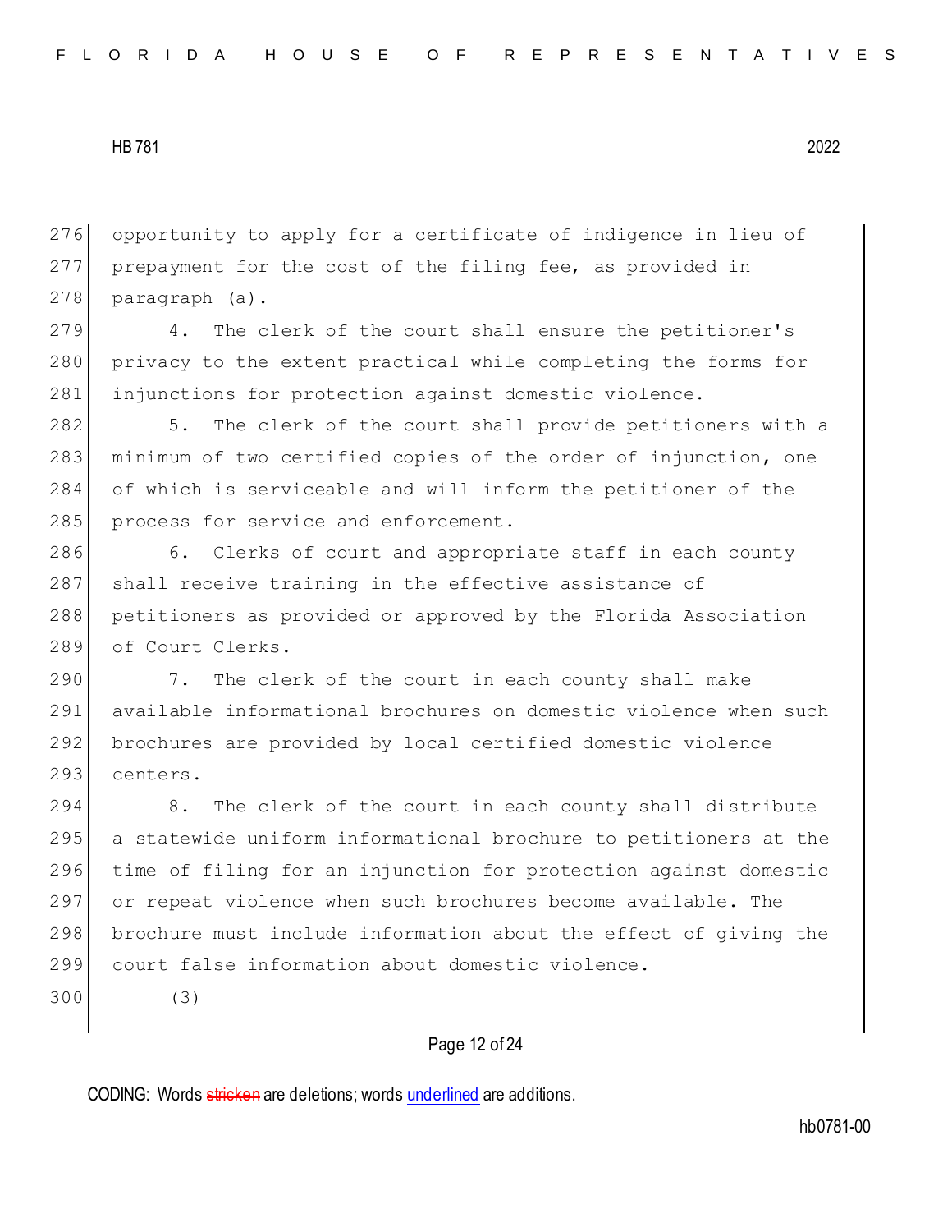opportunity to apply for a certificate of indigence in lieu of prepayment for the cost of the filing fee, as provided in paragraph (a).

4. The clerk of the court shall ensure the petitioner's privacy to the extent practical while completing the forms for injunctions for protection against domestic violence.

5. The clerk of the court shall provide petitioners with a minimum of two certified copies of the order of injunction, one of which is serviceable and will inform the petitioner of the process for service and enforcement.

6. Clerks of court and appropriate staff in each county shall receive training in the effective assistance of petitioners as provided or approved by the Florida Association of Court Clerks.

7. The clerk of the court in each county shall make available informational brochures on domestic violence when such brochures are provided by local certified domestic violence centers.

8. The clerk of the court in each county shall distribute a statewide uniform informational brochure to petitioners at the time of filing for an injunction for protection against domestic or repeat violence when such brochures become available. The brochure must include information about the effect of giving the court false information about domestic violence.

(3)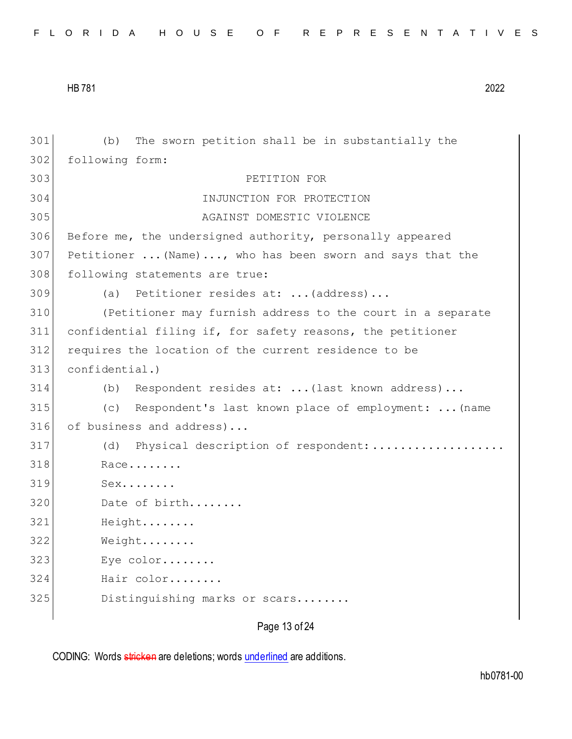(b) The sworn petition shall be in substantially the following form:

PETITION FOR
INJUNCTION FOR PROTECTION
AGAINST DOMESTIC VIOLENCE

Before me, the undersigned authority, personally appeared Petitioner ...(Name)..., who has been sworn and says that the following statements are true:

(a) Petitioner resides at: ...(address)...

(Petitioner may furnish address to the court in a separate confidential filing if, for safety reasons, the petitioner requires the location of the current residence to be confidential.)

(b) Respondent resides at: ...(last known address)...

(c) Respondent's last known place of employment: ...(name of business and address)...

(d) Physical description of respondent:...................

Race........

Sex........

Date of birth........

Height........

Weight........

Eye color........

Hair color........

Distinguishing marks or scars........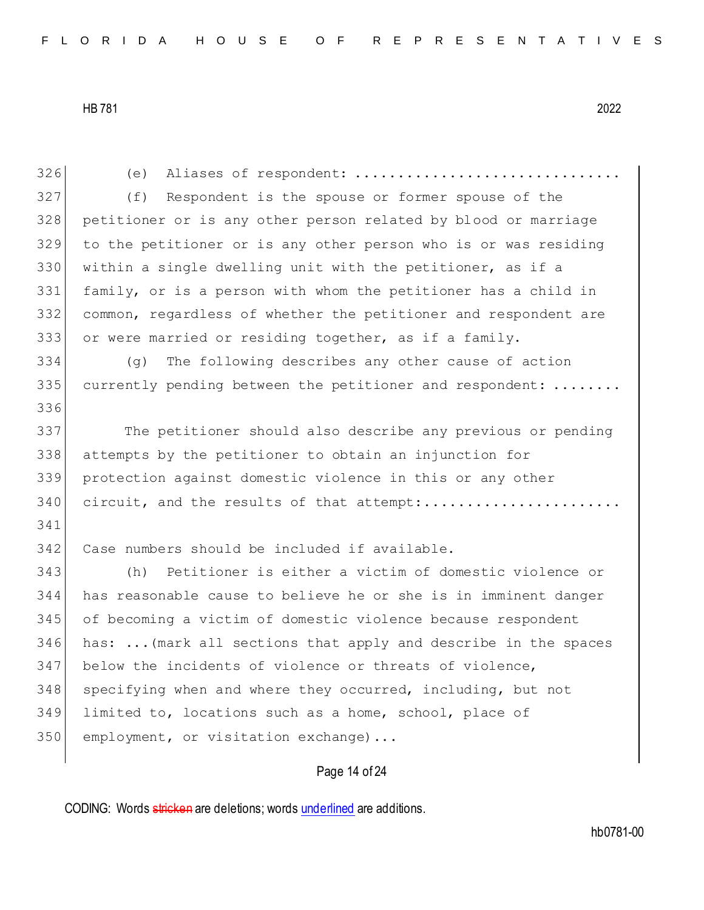(e) Aliases of respondent: ..............................

(f) Respondent is the spouse or former spouse of the petitioner or is any other person related by blood or marriage to the petitioner or is any other person who is or was residing within a single dwelling unit with the petitioner, as if a family, or is a person with whom the petitioner has a child in common, regardless of whether the petitioner and respondent are or were married or residing together, as if a family.

(g) The following describes any other cause of action currently pending between the petitioner and respondent: ........

The petitioner should also describe any previous or pending attempts by the petitioner to obtain an injunction for protection against domestic violence in this or any other circuit, and the results of that attempt:......................

Case numbers should be included if available.

(h) Petitioner is either a victim of domestic violence or has reasonable cause to believe he or she is in imminent danger of becoming a victim of domestic violence because respondent has: ...(mark all sections that apply and describe in the spaces below the incidents of violence or threats of violence, specifying when and where they occurred, including, but not limited to, locations such as a home, school, place of employment, or visitation exchange)...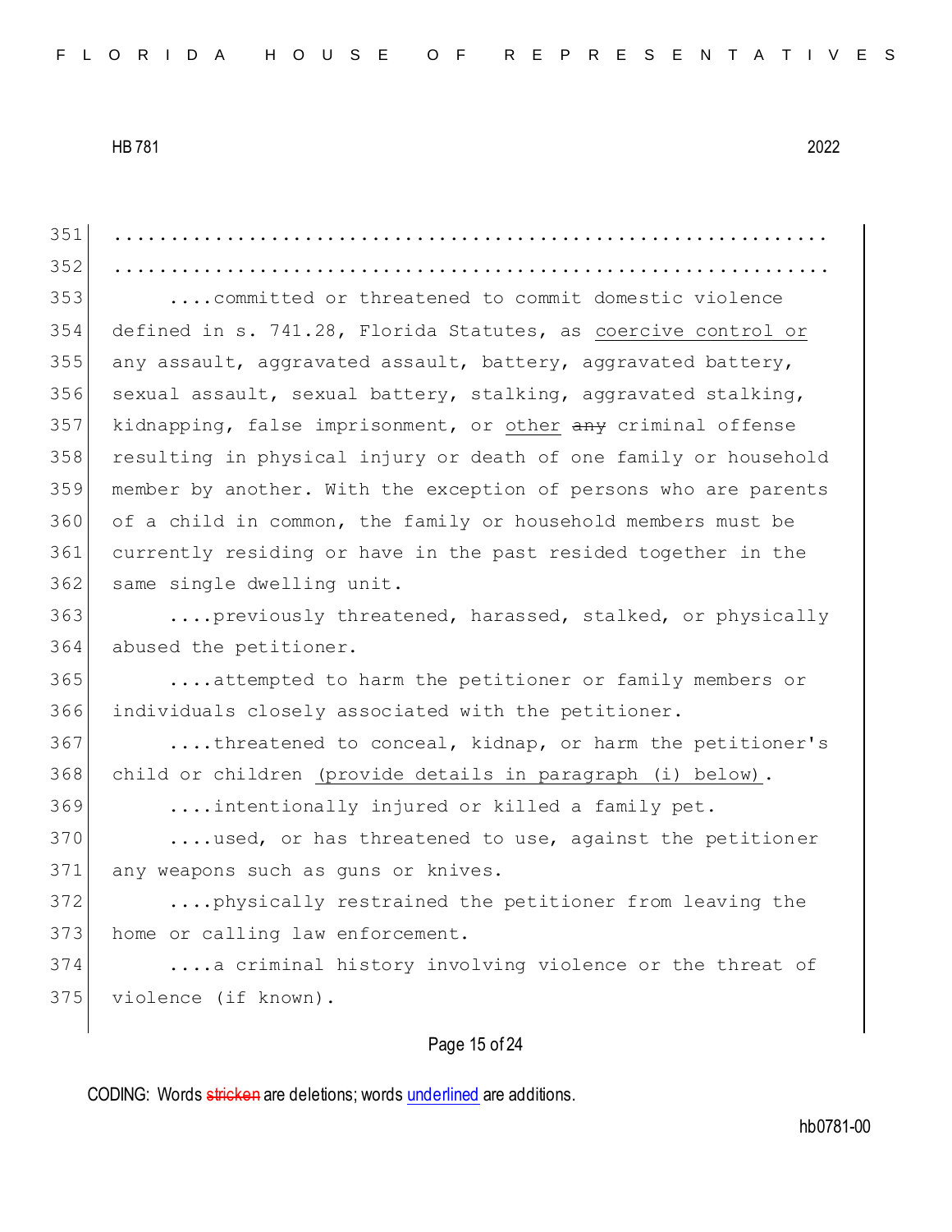...........................................................

...........................................................

....committed or threatened to commit domestic violence defined in s. 741.28, Florida Statutes, as <u>coercive control or</u> any assault, aggravated assault, battery, aggravated battery, sexual assault, sexual battery, stalking, aggravated stalking, kidnapping, false imprisonment, or <u>other</u> ~~any~~ criminal offense resulting in physical injury or death of one family or household member by another. With the exception of persons who are parents of a child in common, the family or household members must be currently residing or have in the past resided together in the same single dwelling unit.

....previously threatened, harassed, stalked, or physically abused the petitioner.

....attempted to harm the petitioner or family members or individuals closely associated with the petitioner.

....threatened to conceal, kidnap, or harm the petitioner's child or children <u>(provide details in paragraph (i) below)</u>.

....intentionally injured or killed a family pet.

....used, or has threatened to use, against the petitioner any weapons such as guns or knives.

....physically restrained the petitioner from leaving the home or calling law enforcement.

....a criminal history involving violence or the threat of violence (if known).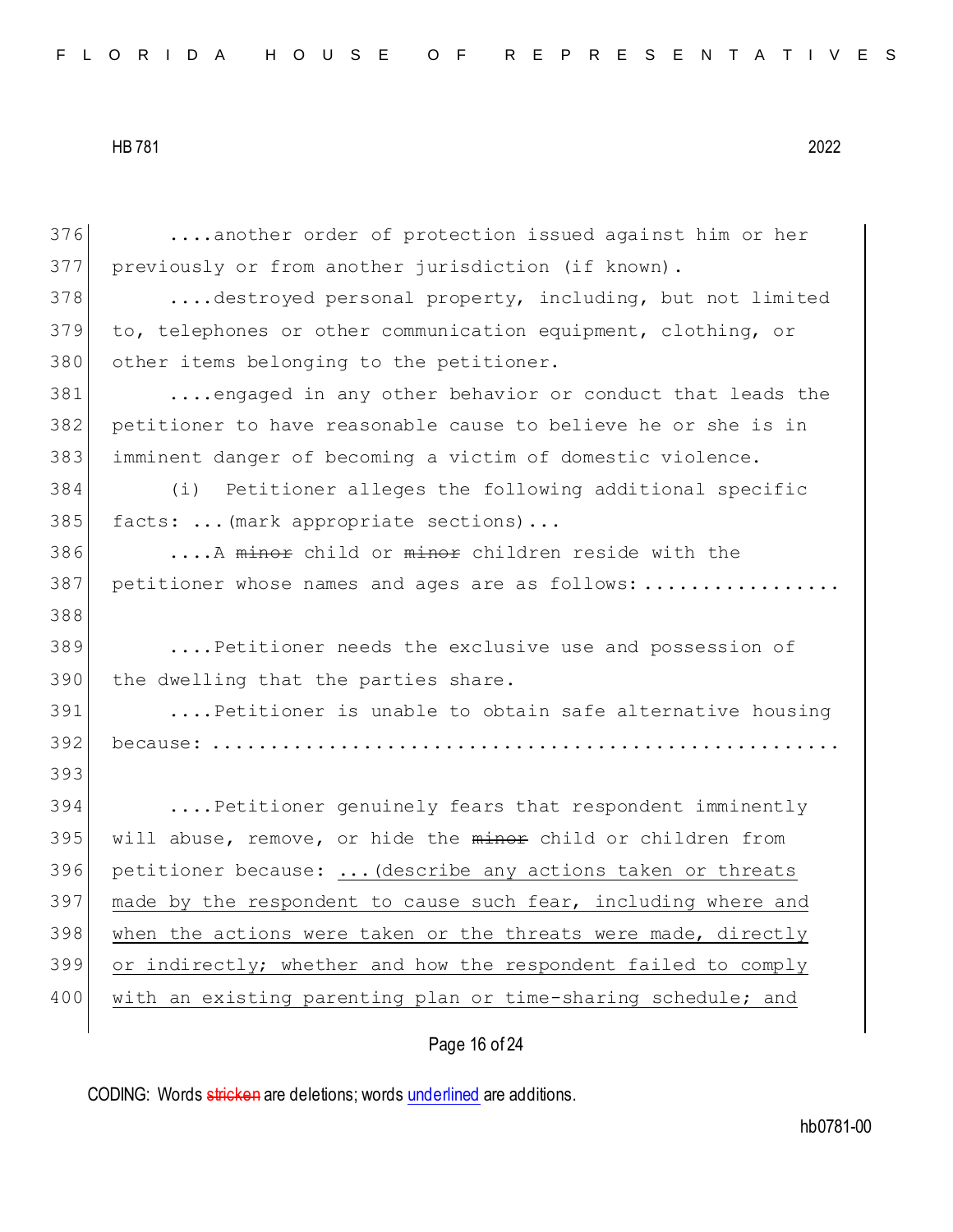....another order of protection issued against him or her previously or from another jurisdiction (if known).

....destroyed personal property, including, but not limited to, telephones or other communication equipment, clothing, or other items belonging to the petitioner.

....engaged in any other behavior or conduct that leads the petitioner to have reasonable cause to believe he or she is in imminent danger of becoming a victim of domestic violence.

(i) Petitioner alleges the following additional specific facts: ...(mark appropriate sections)...

....A ~~minor~~ child or ~~minor~~ children reside with the petitioner whose names and ages are as follows:.................

....Petitioner needs the exclusive use and possession of the dwelling that the parties share.

....Petitioner is unable to obtain safe alternative housing because: ....................................................

....Petitioner genuinely fears that respondent imminently will abuse, remove, or hide the ~~minor~~ child or children from petitioner because: <u>...(describe any actions taken or threats made by the respondent to cause such fear, including where and when the actions were taken or the threats were made, directly or indirectly; whether and how the respondent failed to comply with an existing parenting plan or time-sharing schedule; and</u>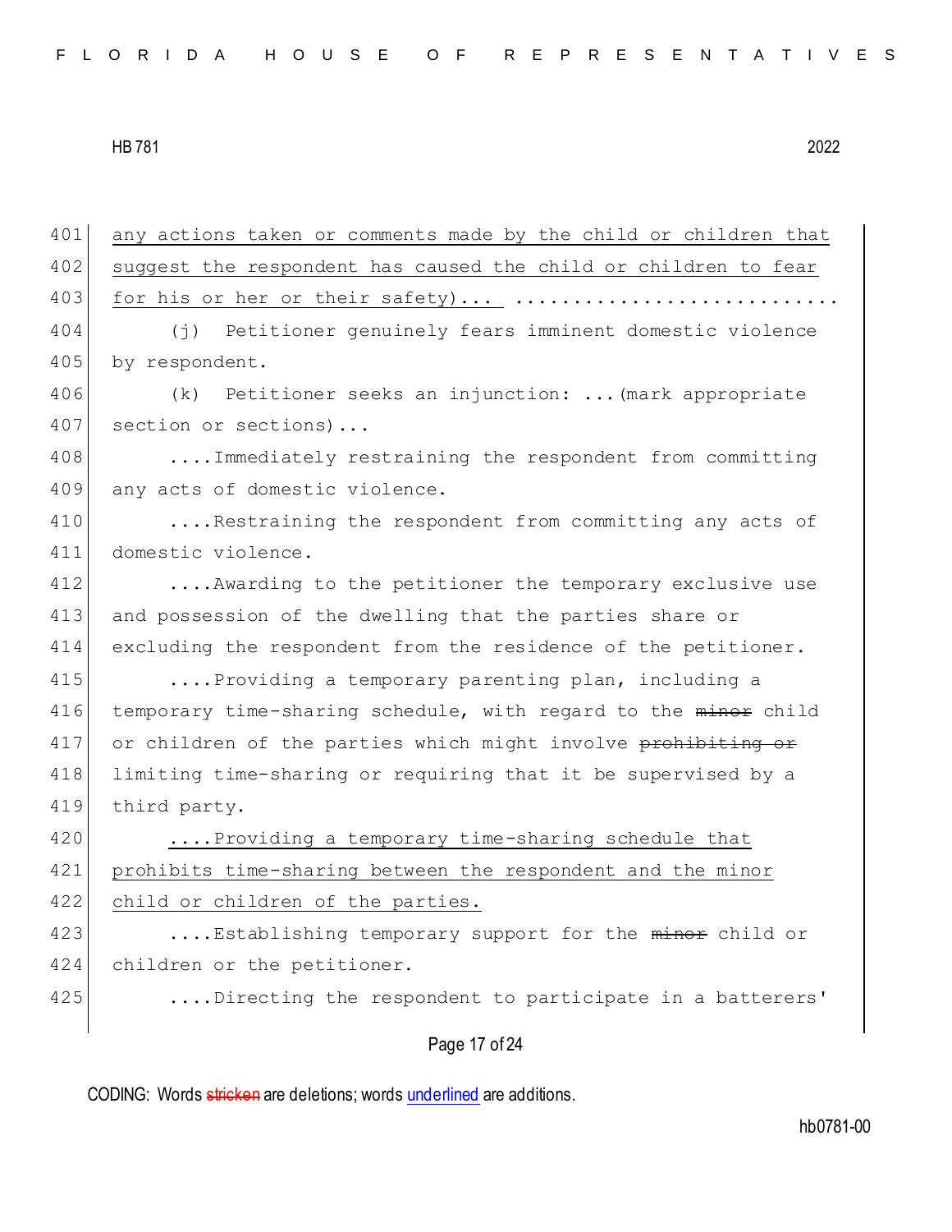any actions taken or comments made by the child or children that suggest the respondent has caused the child or children to fear for his or her or their safety)... ............................

(j) Petitioner genuinely fears imminent domestic violence by respondent.

(k) Petitioner seeks an injunction: ...(mark appropriate section or sections)...

....Immediately restraining the respondent from committing any acts of domestic violence.

....Restraining the respondent from committing any acts of domestic violence.

....Awarding to the petitioner the temporary exclusive use and possession of the dwelling that the parties share or excluding the respondent from the residence of the petitioner.

....Providing a temporary parenting plan, including a temporary time-sharing schedule, with regard to the ~~minor~~ child or children of the parties which might involve ~~prohibiting or~~ limiting time-sharing or requiring that it be supervised by a third party.

....Providing a temporary time-sharing schedule that prohibits time-sharing between the respondent and the minor child or children of the parties.

....Establishing temporary support for the ~~minor~~ child or children or the petitioner.

....Directing the respondent to participate in a batterers'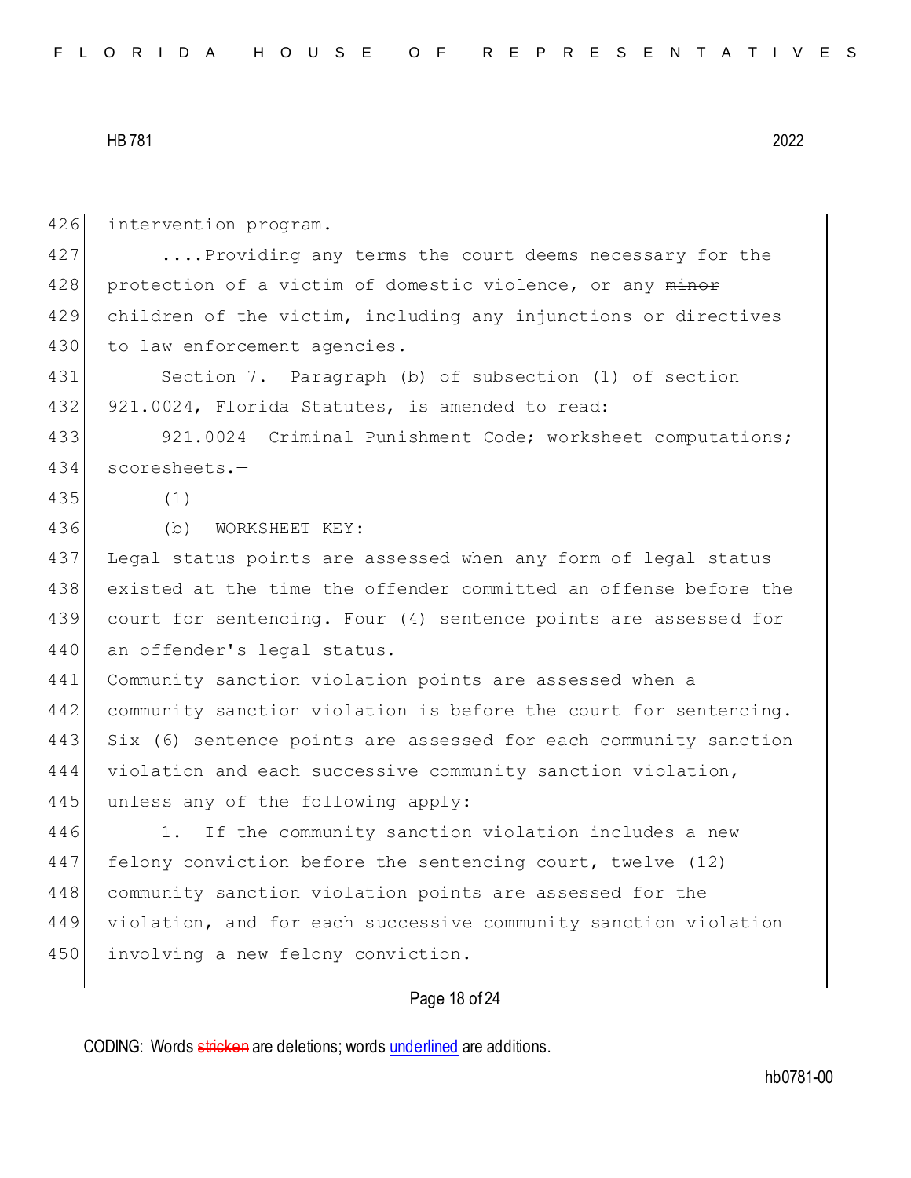intervention program.

....Providing any terms the court deems necessary for the protection of a victim of domestic violence, or any ~~minor~~ children of the victim, including any injunctions or directives to law enforcement agencies.

Section 7. Paragraph (b) of subsection (1) of section 921.0024, Florida Statutes, is amended to read:

921.0024 Criminal Punishment Code; worksheet computations; scoresheets.—

(1)

(b) WORKSHEET KEY:

Legal status points are assessed when any form of legal status existed at the time the offender committed an offense before the court for sentencing. Four (4) sentence points are assessed for an offender's legal status.

Community sanction violation points are assessed when a community sanction violation is before the court for sentencing. Six (6) sentence points are assessed for each community sanction violation and each successive community sanction violation, unless any of the following apply:

1. If the community sanction violation includes a new felony conviction before the sentencing court, twelve (12) community sanction violation points are assessed for the violation, and for each successive community sanction violation involving a new felony conviction.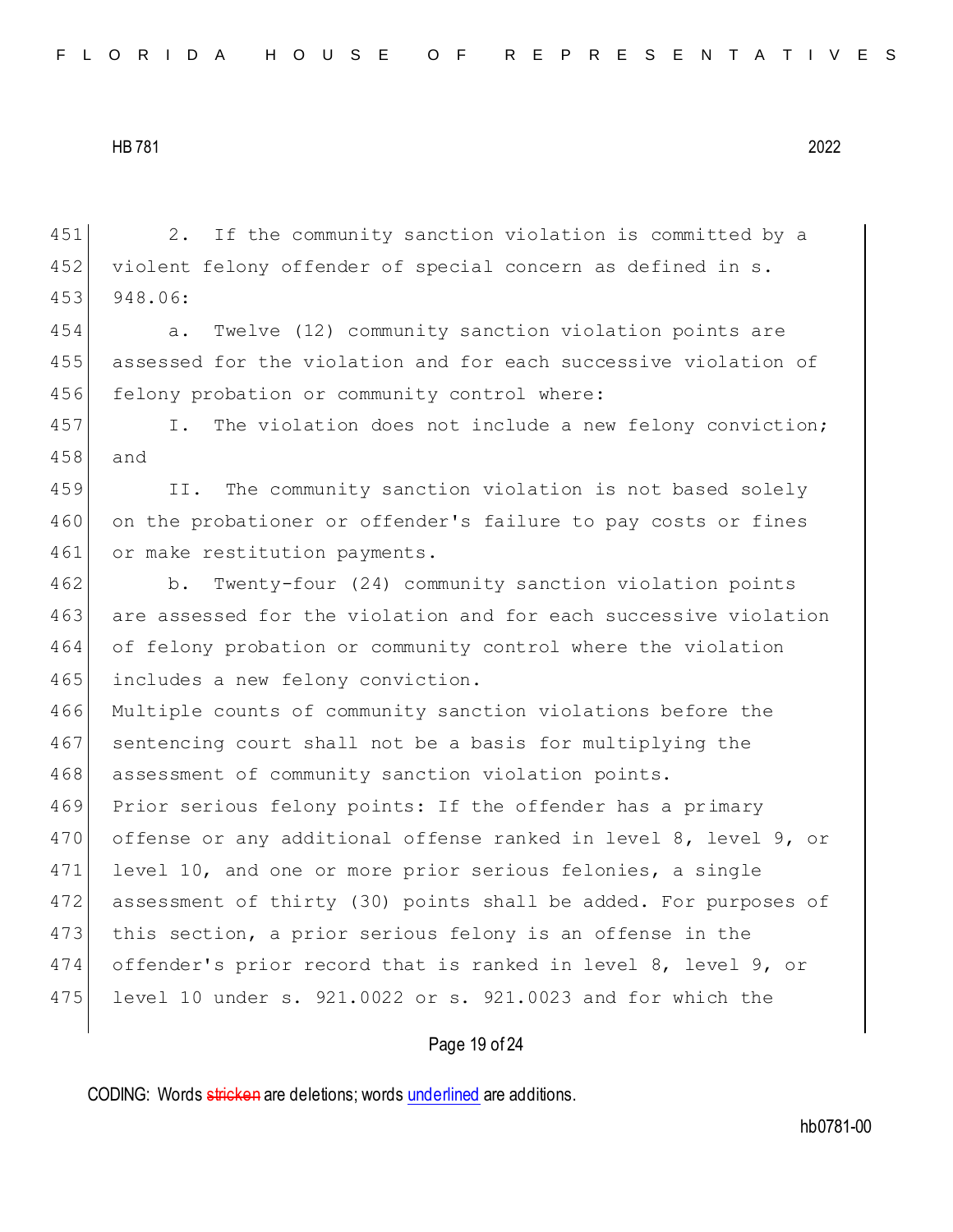2. If the community sanction violation is committed by a violent felony offender of special concern as defined in s. 948.06:

a. Twelve (12) community sanction violation points are assessed for the violation and for each successive violation of felony probation or community control where:

I. The violation does not include a new felony conviction; and

II. The community sanction violation is not based solely on the probationer or offender's failure to pay costs or fines or make restitution payments.

b. Twenty-four (24) community sanction violation points are assessed for the violation and for each successive violation of felony probation or community control where the violation includes a new felony conviction.

Multiple counts of community sanction violations before the sentencing court shall not be a basis for multiplying the assessment of community sanction violation points.

Prior serious felony points: If the offender has a primary offense or any additional offense ranked in level 8, level 9, or level 10, and one or more prior serious felonies, a single assessment of thirty (30) points shall be added. For purposes of this section, a prior serious felony is an offense in the offender's prior record that is ranked in level 8, level 9, or level 10 under s. 921.0022 or s. 921.0023 and for which the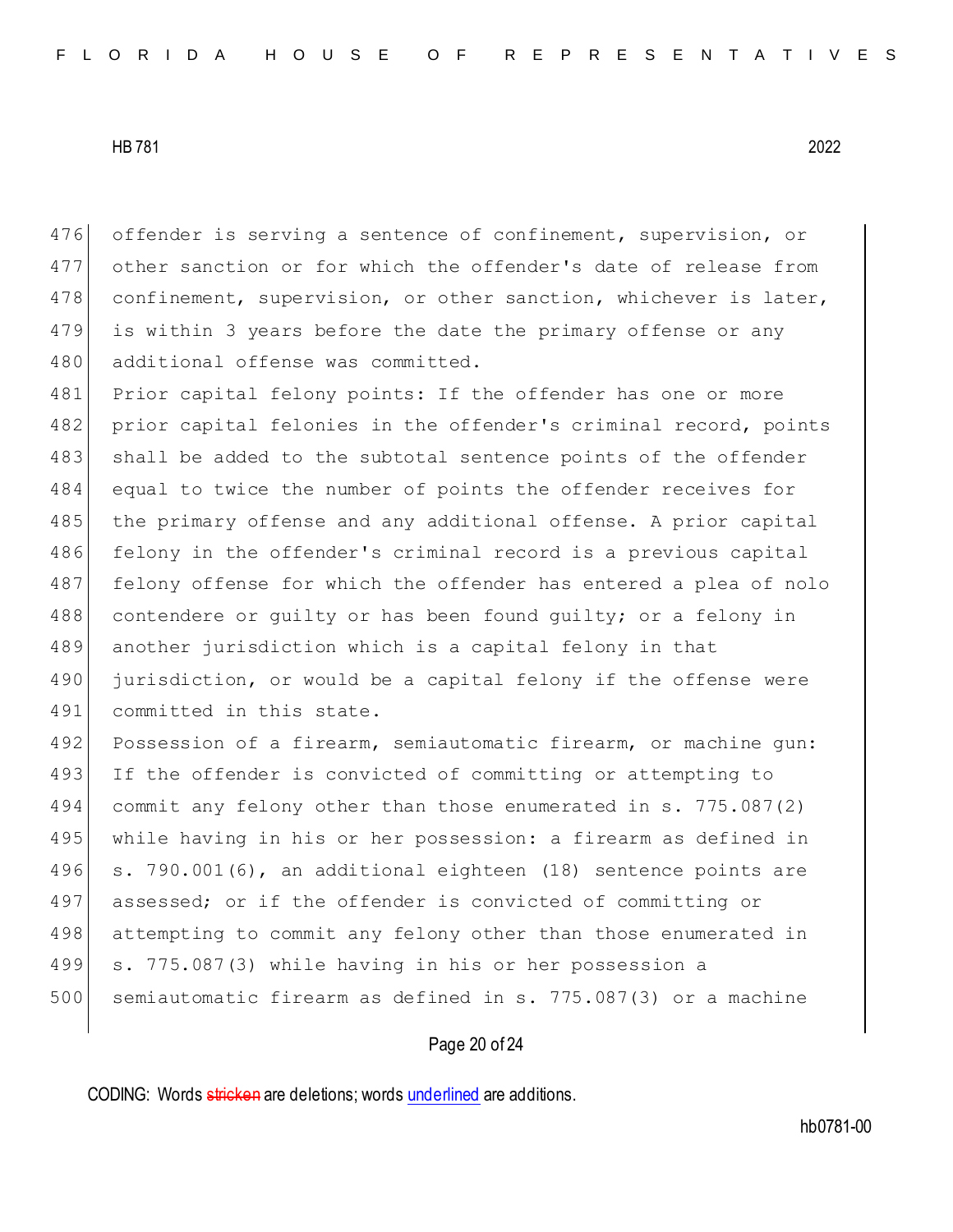offender is serving a sentence of confinement, supervision, or other sanction or for which the offender's date of release from confinement, supervision, or other sanction, whichever is later, is within 3 years before the date the primary offense or any additional offense was committed.

Prior capital felony points: If the offender has one or more prior capital felonies in the offender's criminal record, points shall be added to the subtotal sentence points of the offender equal to twice the number of points the offender receives for the primary offense and any additional offense. A prior capital felony in the offender's criminal record is a previous capital felony offense for which the offender has entered a plea of nolo contendere or guilty or has been found guilty; or a felony in another jurisdiction which is a capital felony in that jurisdiction, or would be a capital felony if the offense were committed in this state.

Possession of a firearm, semiautomatic firearm, or machine gun: If the offender is convicted of committing or attempting to commit any felony other than those enumerated in s. 775.087(2) while having in his or her possession: a firearm as defined in s. 790.001(6), an additional eighteen (18) sentence points are assessed; or if the offender is convicted of committing or attempting to commit any felony other than those enumerated in s. 775.087(3) while having in his or her possession a semiautomatic firearm as defined in s. 775.087(3) or a machine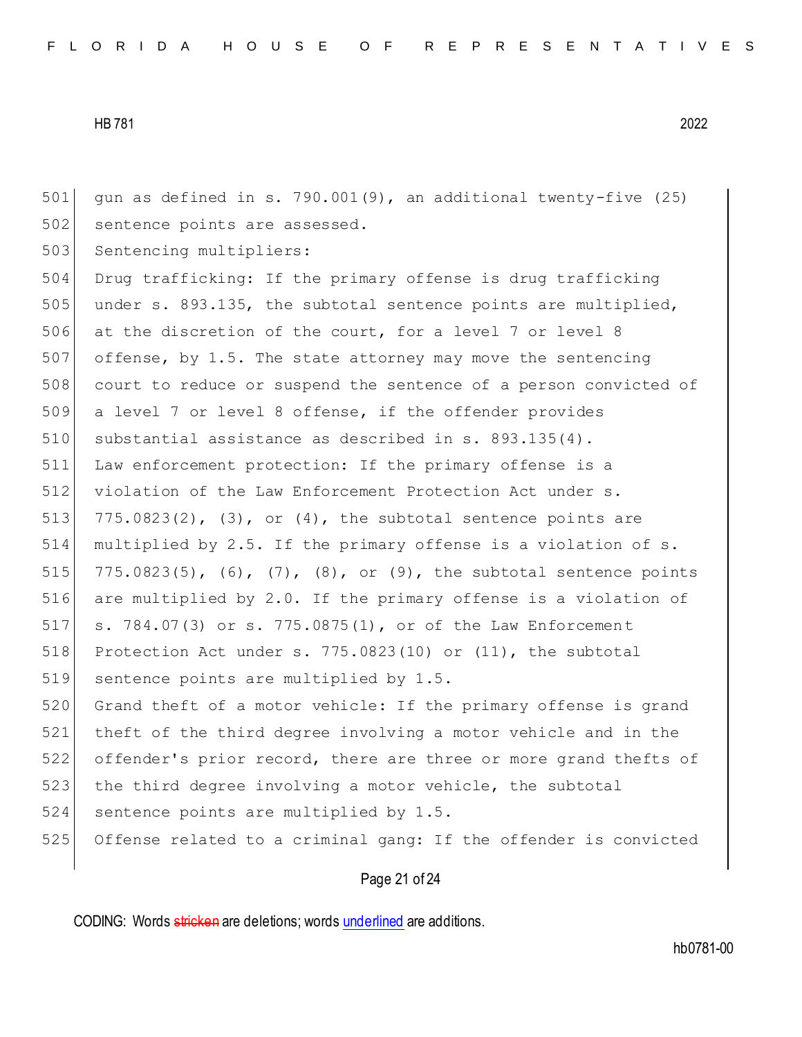gun as defined in s. 790.001(9), an additional twenty-five (25) sentence points are assessed.

Sentencing multipliers:

Drug trafficking: If the primary offense is drug trafficking under s. 893.135, the subtotal sentence points are multiplied, at the discretion of the court, for a level 7 or level 8 offense, by 1.5. The state attorney may move the sentencing court to reduce or suspend the sentence of a person convicted of a level 7 or level 8 offense, if the offender provides substantial assistance as described in s. 893.135(4).

Law enforcement protection: If the primary offense is a violation of the Law Enforcement Protection Act under s. 775.0823(2), (3), or (4), the subtotal sentence points are multiplied by 2.5. If the primary offense is a violation of s. 775.0823(5), (6), (7), (8), or (9), the subtotal sentence points are multiplied by 2.0. If the primary offense is a violation of s. 784.07(3) or s. 775.0875(1), or of the Law Enforcement Protection Act under s. 775.0823(10) or (11), the subtotal sentence points are multiplied by 1.5.

Grand theft of a motor vehicle: If the primary offense is grand theft of the third degree involving a motor vehicle and in the offender's prior record, there are three or more grand thefts of the third degree involving a motor vehicle, the subtotal sentence points are multiplied by 1.5.

Offense related to a criminal gang: If the offender is convicted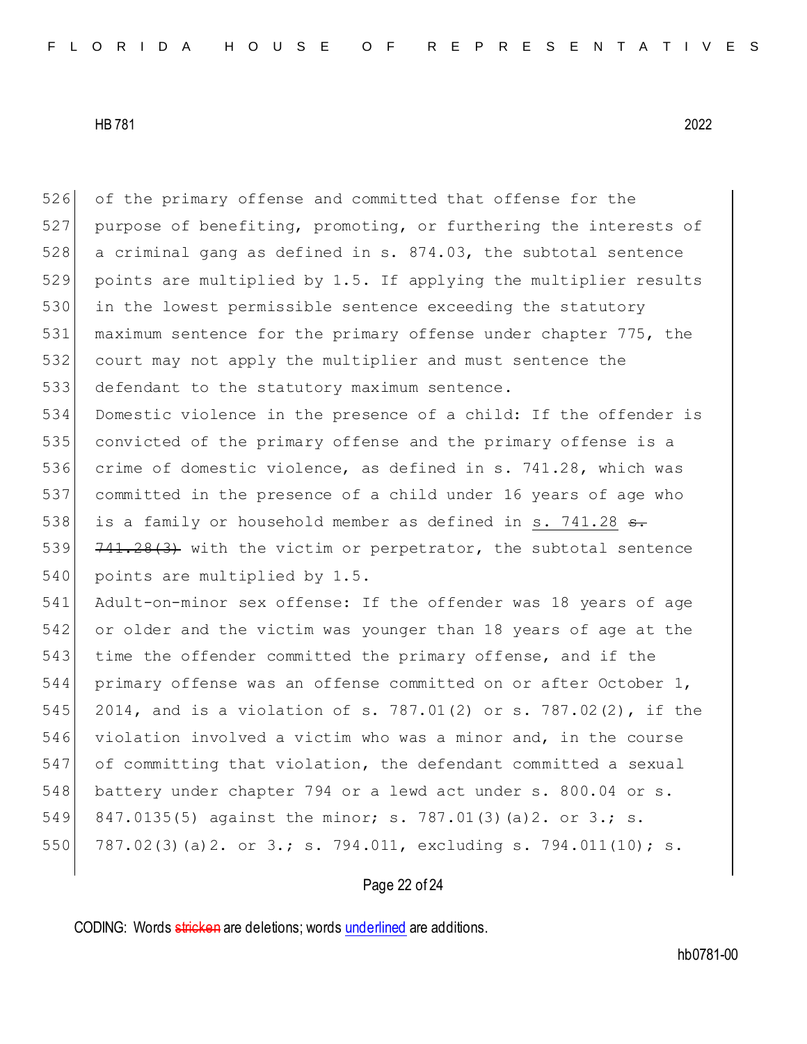526 of the primary offense and committed that offense for the
527 purpose of benefiting, promoting, or furthering the interests of
528 a criminal gang as defined in s. 874.03, the subtotal sentence
529 points are multiplied by 1.5. If applying the multiplier results
530 in the lowest permissible sentence exceeding the statutory
531 maximum sentence for the primary offense under chapter 775, the
532 court may not apply the multiplier and must sentence the
533 defendant to the statutory maximum sentence.
534 Domestic violence in the presence of a child: If the offender is
535 convicted of the primary offense and the primary offense is a
536 crime of domestic violence, as defined in s. 741.28, which was
537 committed in the presence of a child under 16 years of age who
538 is a family or household member as defined in <u>s. 741.28</u> ~~s.~~
539 ~~741.28(3)~~ with the victim or perpetrator, the subtotal sentence
540 points are multiplied by 1.5.
541 Adult-on-minor sex offense: If the offender was 18 years of age
542 or older and the victim was younger than 18 years of age at the
543 time the offender committed the primary offense, and if the
544 primary offense was an offense committed on or after October 1,
545 2014, and is a violation of s. 787.01(2) or s. 787.02(2), if the
546 violation involved a victim who was a minor and, in the course
547 of committing that violation, the defendant committed a sexual
548 battery under chapter 794 or a lewd act under s. 800.04 or s.
549 847.0135(5) against the minor; s. 787.01(3)(a)2. or 3.; s.
550 787.02(3)(a)2. or 3.; s. 794.011, excluding s. 794.011(10); s.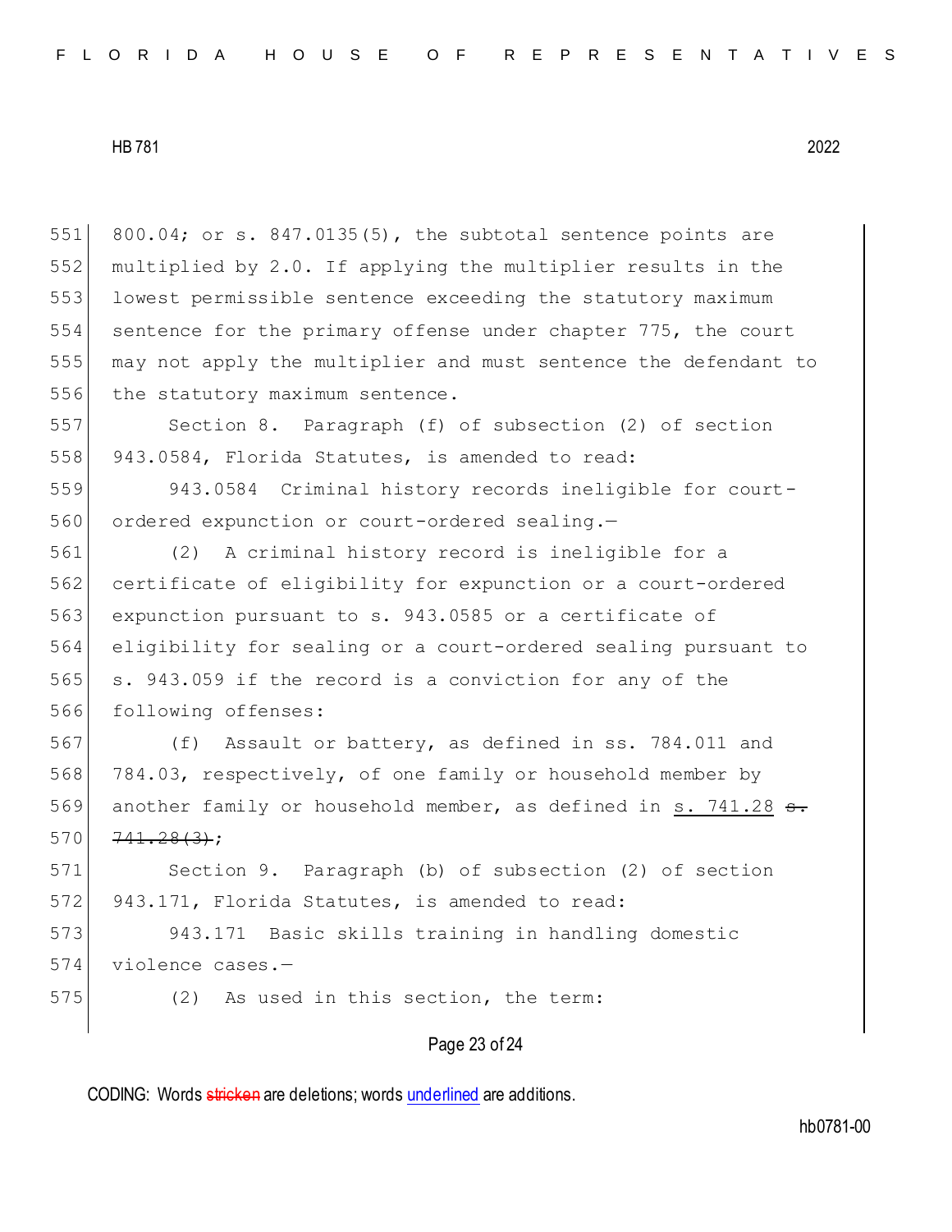800.04; or s. 847.0135(5), the subtotal sentence points are multiplied by 2.0. If applying the multiplier results in the lowest permissible sentence exceeding the statutory maximum sentence for the primary offense under chapter 775, the court may not apply the multiplier and must sentence the defendant to the statutory maximum sentence.

Section 8. Paragraph (f) of subsection (2) of section 943.0584, Florida Statutes, is amended to read:

943.0584 Criminal history records ineligible for court-ordered expunction or court-ordered sealing.—

(2) A criminal history record is ineligible for a certificate of eligibility for expunction or a court-ordered expunction pursuant to s. 943.0585 or a certificate of eligibility for sealing or a court-ordered sealing pursuant to s. 943.059 if the record is a conviction for any of the following offenses:

(f) Assault or battery, as defined in ss. 784.011 and 784.03, respectively, of one family or household member by another family or household member, as defined in s. 741.28 ~~s. 741.28(3)~~;

Section 9. Paragraph (b) of subsection (2) of section 943.171, Florida Statutes, is amended to read:

943.171 Basic skills training in handling domestic violence cases.—

(2) As used in this section, the term: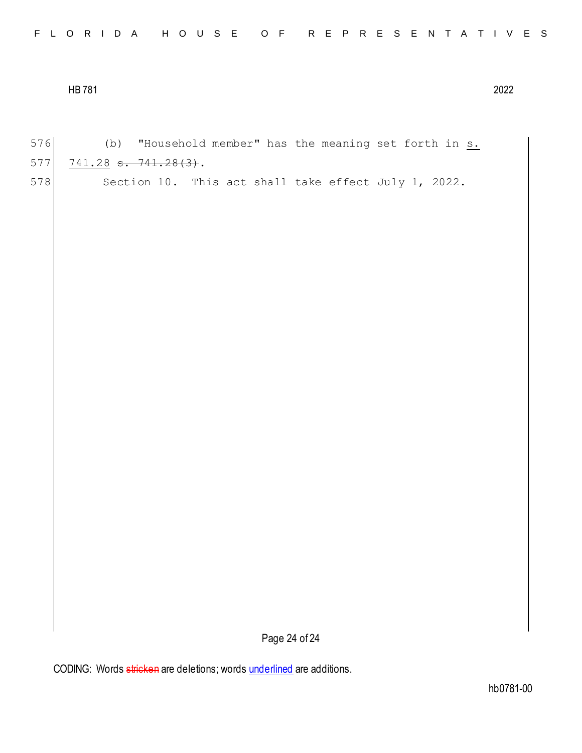(b) "Household member" has the meaning set forth in s. 741.28 ~~s. 741.28(3)~~.

Section 10. This act shall take effect July 1, 2022.